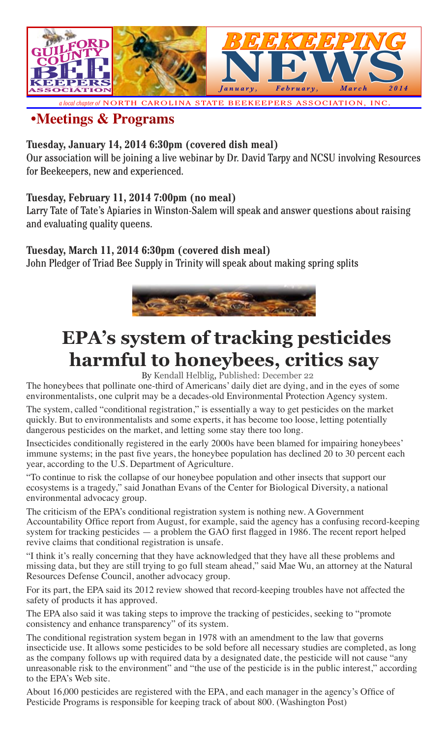# GUILFORD COUNTY BEE KEEPERS ASSOCIATION

# BEEKEEPING NEWS

*January, February, March 2014*

*a local chapter of* NORTH CAROLINA STATE BEEKEEPERS ASSOCIATION, INC.

## •Meetings & Programs

**Tuesday, January 14, 2014 6:30pm (covered dish meal)**
Our association will be joining a live webinar by Dr. David Tarpy and NCSU involving Resources for Beekeepers, new and experienced.

**Tuesday, February 11, 2014 7:00pm (no meal)**
Larry Tate of Tate's Apiaries in Winston-Salem will speak and answer questions about raising and evaluating quality queens.

**Tuesday, March 11, 2014 6:30pm (covered dish meal)**
John Pledger of Triad Bee Supply in Trinity will speak about making spring splits

# EPA's system of tracking pesticides harmful to honeybees, critics say

By Kendall Helblig, Published: December 22

The honeybees that pollinate one-third of Americans' daily diet are dying, and in the eyes of some environmentalists, one culprit may be a decades-old Environmental Protection Agency system.

The system, called "conditional registration," is essentially a way to get pesticides on the market quickly. But to environmentalists and some experts, it has become too loose, letting potentially dangerous pesticides on the market, and letting some stay there too long.

Insecticides conditionally registered in the early 2000s have been blamed for impairing honeybees' immune systems; in the past five years, the honeybee population has declined 20 to 30 percent each year, according to the U.S. Department of Agriculture.

"To continue to risk the collapse of our honeybee population and other insects that support our ecosystems is a tragedy," said Jonathan Evans of the Center for Biological Diversity, a national environmental advocacy group.

The criticism of the EPA's conditional registration system is nothing new. A Government Accountability Office report from August, for example, said the agency has a confusing record-keeping system for tracking pesticides — a problem the GAO first flagged in 1986. The recent report helped revive claims that conditional registration is unsafe.

"I think it's really concerning that they have acknowledged that they have all these problems and missing data, but they are still trying to go full steam ahead," said Mae Wu, an attorney at the Natural Resources Defense Council, another advocacy group.

For its part, the EPA said its 2012 review showed that record-keeping troubles have not affected the safety of products it has approved.

The EPA also said it was taking steps to improve the tracking of pesticides, seeking to "promote consistency and enhance transparency" of its system.

The conditional registration system began in 1978 with an amendment to the law that governs insecticide use. It allows some pesticides to be sold before all necessary studies are completed, as long as the company follows up with required data by a designated date, the pesticide will not cause "any unreasonable risk to the environment" and "the use of the pesticide is in the public interest," according to the EPA's Web site.

About 16,000 pesticides are registered with the EPA, and each manager in the agency's Office of Pesticide Programs is responsible for keeping track of about 800. (Washington Post)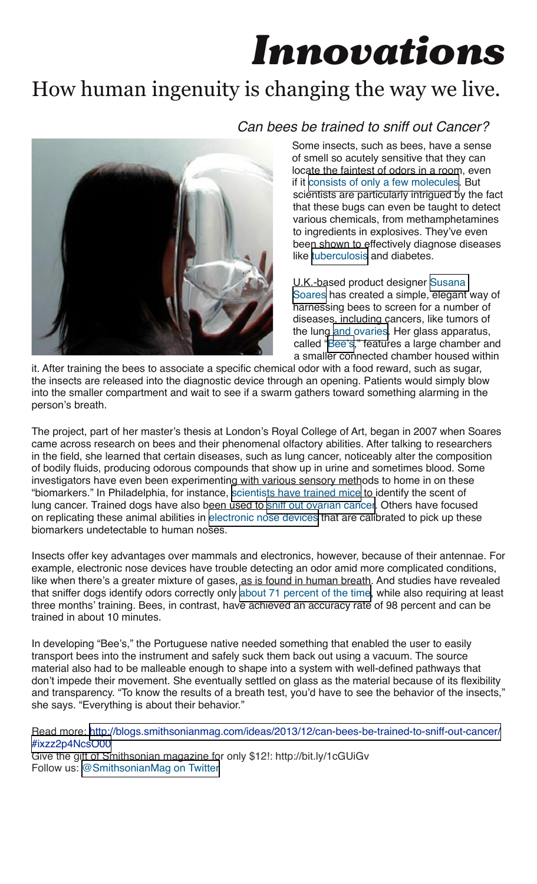# *Innovations*

## How human ingenuity is changing the way we live.

### *Can bees be trained to sniff out Cancer?*

Some insects, such as bees, have a sense of smell so acutely sensitive that they can locate the faintest of odors in a room, even if it consists of only a few molecules. But scientists are particularly intrigued by the fact that these bugs can even be taught to detect various chemicals, from methamphetamines to ingredients in explosives. They've even been shown to effectively diagnose diseases like tuberculosis and diabetes.

U.K.-based product designer Susana Soares has created a simple, elegant way of harnessing bees to screen for a number of diseases, including cancers, like tumors of the lung and ovaries. Her glass apparatus, called "Bee's," features a large chamber and a smaller connected chamber housed within it. After training the bees to associate a specific chemical odor with a food reward, such as sugar, the insects are released into the diagnostic device through an opening. Patients would simply blow into the smaller compartment and wait to see if a swarm gathers toward something alarming in the person's breath.

The project, part of her master's thesis at London's Royal College of Art, began in 2007 when Soares came across research on bees and their phenomenal olfactory abilities. After talking to researchers in the field, she learned that certain diseases, such as lung cancer, noticeably alter the composition of bodily fluids, producing odorous compounds that show up in urine and sometimes blood. Some investigators have even been experimenting with various sensory methods to home in on these "biomarkers." In Philadelphia, for instance, scientists have trained mice to identify the scent of lung cancer. Trained dogs have also been used to sniff out ovarian cancer. Others have focused on replicating these animal abilities in electronic nose devices that are calibrated to pick up these biomarkers undetectable to human noses.

Insects offer key advantages over mammals and electronics, however, because of their antennae. For example, electronic nose devices have trouble detecting an odor amid more complicated conditions, like when there's a greater mixture of gases, as is found in human breath. And studies have revealed that sniffer dogs identify odors correctly only about 71 percent of the time, while also requiring at least three months' training. Bees, in contrast, have achieved an accuracy rate of 98 percent and can be trained in about 10 minutes.

In developing "Bee's," the Portuguese native needed something that enabled the user to easily transport bees into the instrument and safely suck them back out using a vacuum. The source material also had to be malleable enough to shape into a system with well-defined pathways that don't impede their movement. She eventually settled on glass as the material because of its flexibility and transparency. "To know the results of a breath test, you'd have to see the behavior of the insects," she says. "Everything is about their behavior."

Read more: http://blogs.smithsonianmag.com/ideas/2013/12/can-bees-be-trained-to-sniff-out-cancer/#ixzz2p4NcsO00
Give the gift of Smithsonian magazine for only $12!: http://bit.ly/1cGUiGv
Follow us: @SmithsonianMag on Twitter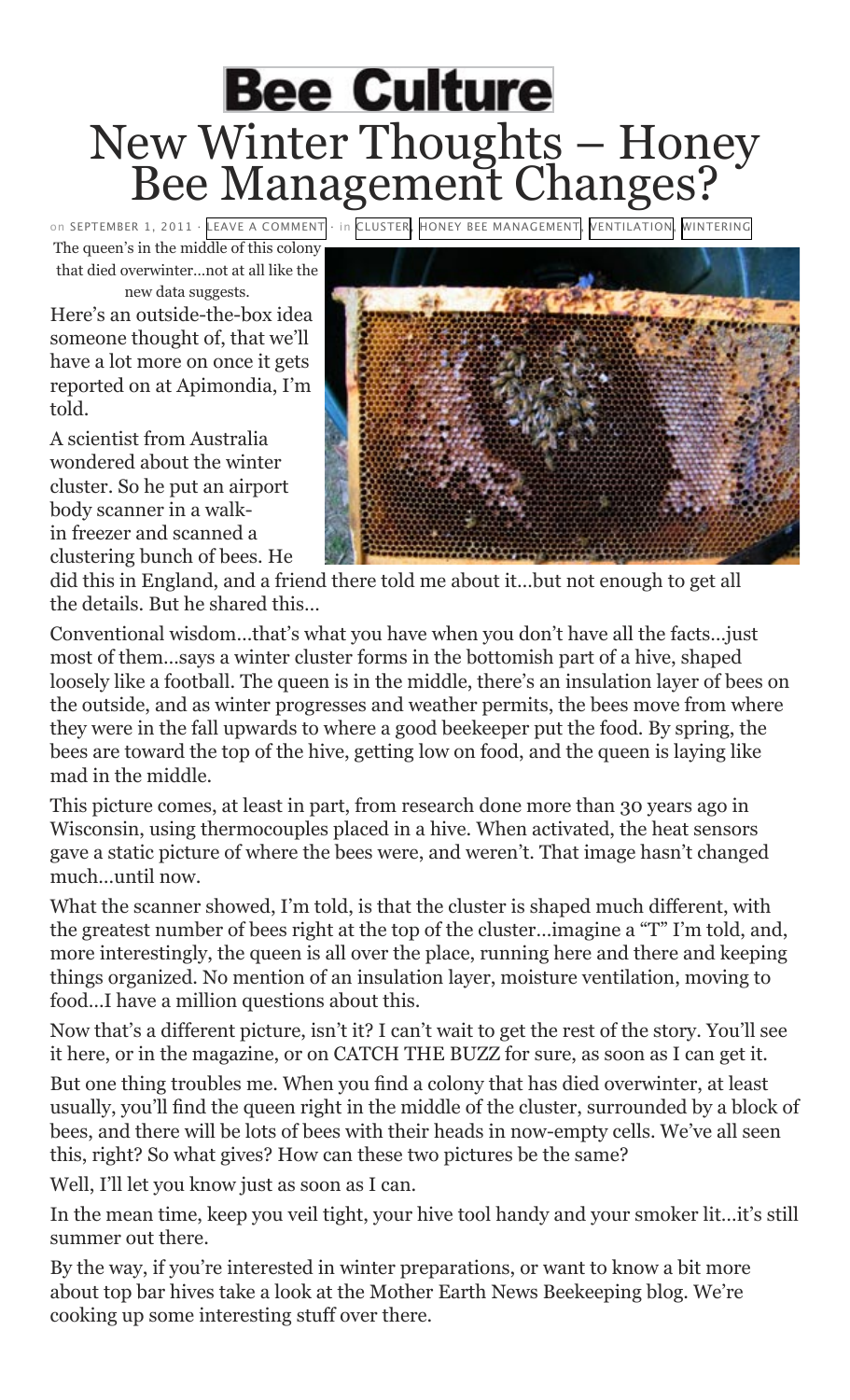# Bee Culture

# New Winter Thoughts – Honey Bee Management Changes?

on SEPTEMBER 1, 2011 · LEAVE A COMMENT · in CLUSTER, HONEY BEE MANAGEMENT, VENTILATION, WINTERING

The queen's in the middle of this colony that died overwinter…not at all like the new data suggests.

Here's an outside-the-box idea someone thought of, that we'll have a lot more on once it gets reported on at Apimondia, I'm told.

A scientist from Australia wondered about the winter cluster. So he put an airport body scanner in a walk-in freezer and scanned a clustering bunch of bees. He did this in England, and a friend there told me about it…but not enough to get all the details. But he shared this…

Conventional wisdom…that's what you have when you don't have all the facts…just most of them…says a winter cluster forms in the bottomish part of a hive, shaped loosely like a football. The queen is in the middle, there's an insulation layer of bees on the outside, and as winter progresses and weather permits, the bees move from where they were in the fall upwards to where a good beekeeper put the food. By spring, the bees are toward the top of the hive, getting low on food, and the queen is laying like mad in the middle.

This picture comes, at least in part, from research done more than 30 years ago in Wisconsin, using thermocouples placed in a hive. When activated, the heat sensors gave a static picture of where the bees were, and weren't. That image hasn't changed much…until now.

What the scanner showed, I'm told, is that the cluster is shaped much different, with the greatest number of bees right at the top of the cluster…imagine a "T" I'm told, and, more interestingly, the queen is all over the place, running here and there and keeping things organized. No mention of an insulation layer, moisture ventilation, moving to food…I have a million questions about this.

Now that's a different picture, isn't it? I can't wait to get the rest of the story. You'll see it here, or in the magazine, or on CATCH THE BUZZ for sure, as soon as I can get it.

But one thing troubles me. When you find a colony that has died overwinter, at least usually, you'll find the queen right in the middle of the cluster, surrounded by a block of bees, and there will be lots of bees with their heads in now-empty cells. We've all seen this, right? So what gives? How can these two pictures be the same?

Well, I'll let you know just as soon as I can.

In the mean time, keep you veil tight, your hive tool handy and your smoker lit…it's still summer out there.

By the way, if you're interested in winter preparations, or want to know a bit more about top bar hives take a look at the Mother Earth News Beekeeping blog. We're cooking up some interesting stuff over there.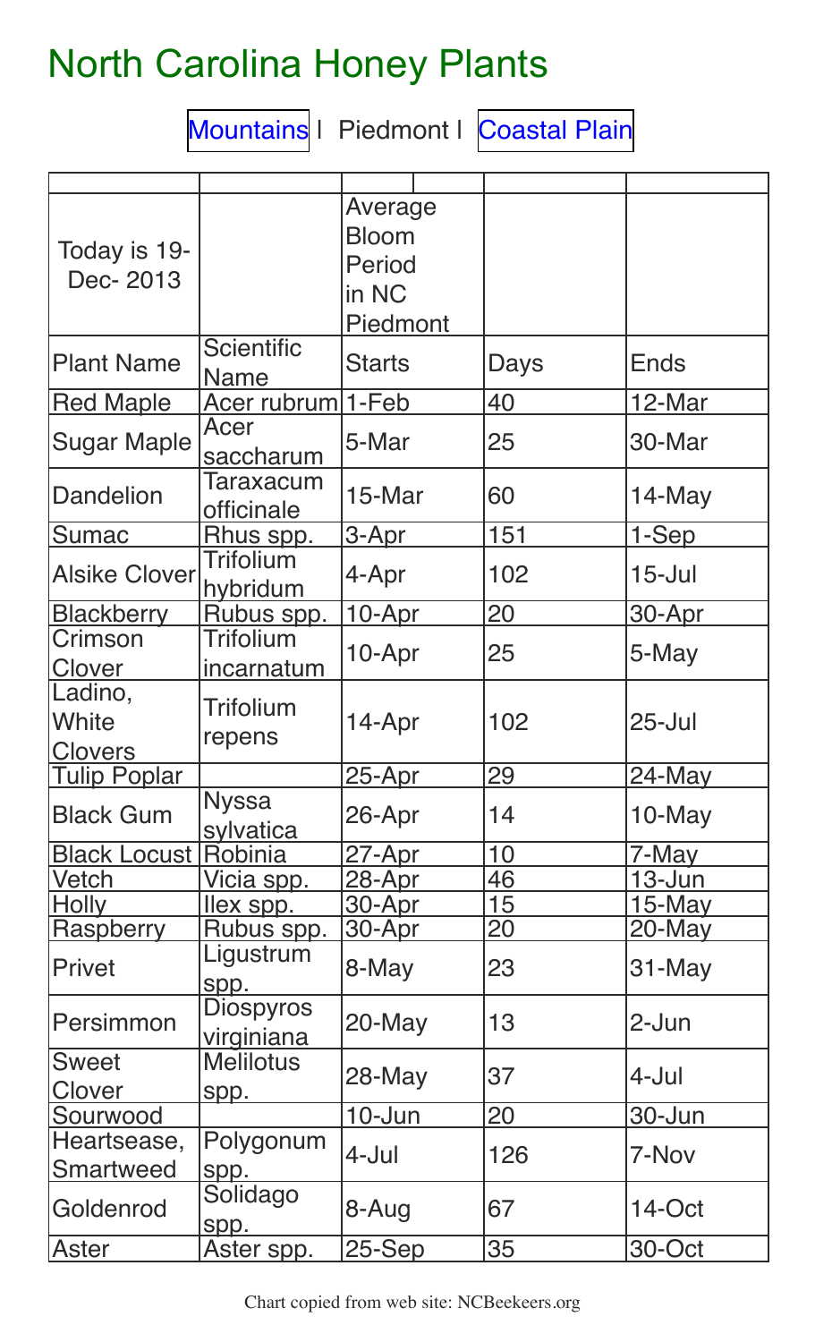# North Carolina Honey Plants

Mountains | Piedmont | Coastal Plain

| Today is 19-Dec- 2013 | | Average Bloom Period in NC Piedmont | | |
|---|---|---|---|---|
| Plant Name | Scientific Name | Starts | Days | Ends |
| Red Maple | Acer rubrum | 1-Feb | 40 | 12-Mar |
| Sugar Maple | Acer saccharum | 5-Mar | 25 | 30-Mar |
| Dandelion | Taraxacum officinale | 15-Mar | 60 | 14-May |
| Sumac | Rhus spp. | 3-Apr | 151 | 1-Sep |
| Alsike Clover | Trifolium hybridum | 4-Apr | 102 | 15-Jul |
| Blackberry | Rubus spp. | 10-Apr | 20 | 30-Apr |
| Crimson Clover | Trifolium incarnatum | 10-Apr | 25 | 5-May |
| Ladino, White Clovers | Trifolium repens | 14-Apr | 102 | 25-Jul |
| Tulip Poplar | | 25-Apr | 29 | 24-May |
| Black Gum | Nyssa sylvatica | 26-Apr | 14 | 10-May |
| Black Locust | Robinia | 27-Apr | 10 | 7-May |
| Vetch | Vicia spp. | 28-Apr | 46 | 13-Jun |
| Holly | Ilex spp. | 30-Apr | 15 | 15-May |
| Raspberry | Rubus spp. | 30-Apr | 20 | 20-May |
| Privet | Ligustrum spp. | 8-May | 23 | 31-May |
| Persimmon | Diospyros virginiana | 20-May | 13 | 2-Jun |
| Sweet Clover | Melilotus spp. | 28-May | 37 | 4-Jul |
| Sourwood | | 10-Jun | 20 | 30-Jun |
| Heartsease, Smartweed | Polygonum spp. | 4-Jul | 126 | 7-Nov |
| Goldenrod | Solidago spp. | 8-Aug | 67 | 14-Oct |
| Aster | Aster spp. | 25-Sep | 35 | 30-Oct |

Chart copied from web site: NCBeekeers.org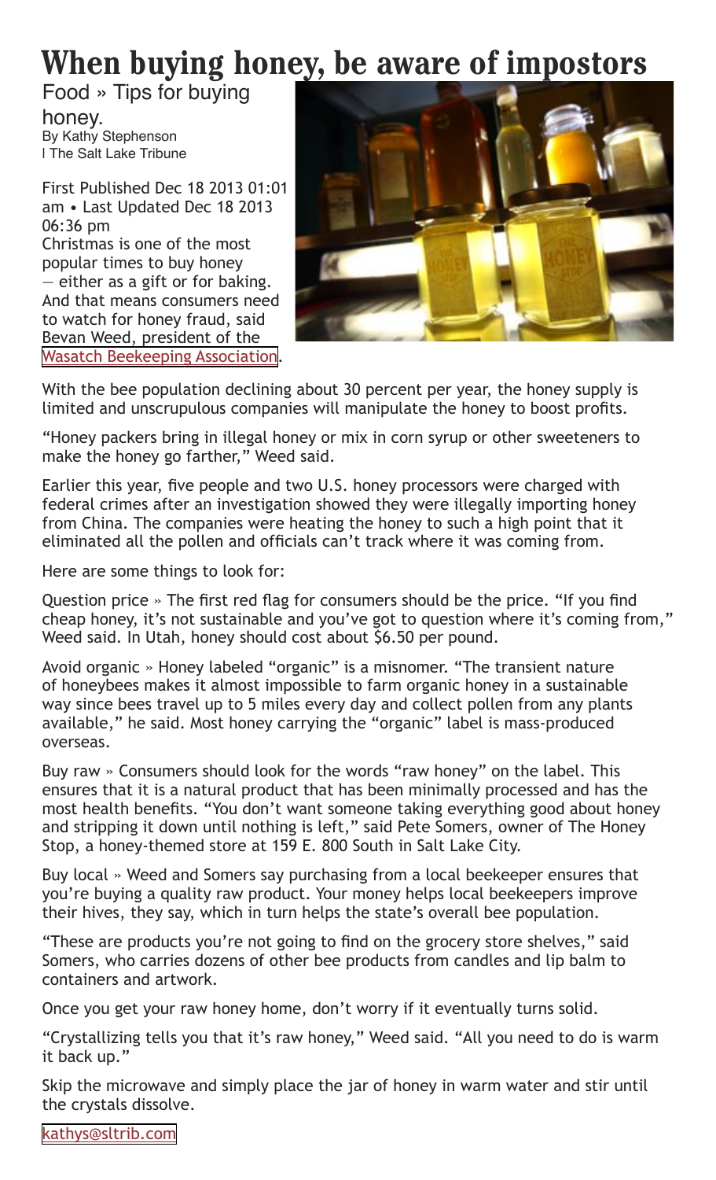# When buying honey, be aware of impostors

Food » Tips for buying honey.

By Kathy Stephenson

| The Salt Lake Tribune

First Published Dec 18 2013 01:01 am • Last Updated Dec 18 2013 06:36 pm

Christmas is one of the most popular times to buy honey — either as a gift or for baking. And that means consumers need to watch for honey fraud, said Bevan Weed, president of the Wasatch Beekeeping Association.

With the bee population declining about 30 percent per year, the honey supply is limited and unscrupulous companies will manipulate the honey to boost profits.

"Honey packers bring in illegal honey or mix in corn syrup or other sweeteners to make the honey go farther," Weed said.

Earlier this year, five people and two U.S. honey processors were charged with federal crimes after an investigation showed they were illegally importing honey from China. The companies were heating the honey to such a high point that it eliminated all the pollen and officials can't track where it was coming from.

Here are some things to look for:

Question price » The first red flag for consumers should be the price. "If you find cheap honey, it's not sustainable and you've got to question where it's coming from," Weed said. In Utah, honey should cost about $6.50 per pound.

Avoid organic » Honey labeled "organic" is a misnomer. "The transient nature of honeybees makes it almost impossible to farm organic honey in a sustainable way since bees travel up to 5 miles every day and collect pollen from any plants available," he said. Most honey carrying the "organic" label is mass-produced overseas.

Buy raw » Consumers should look for the words "raw honey" on the label. This ensures that it is a natural product that has been minimally processed and has the most health benefits. "You don't want someone taking everything good about honey and stripping it down until nothing is left," said Pete Somers, owner of The Honey Stop, a honey-themed store at 159 E. 800 South in Salt Lake City.

Buy local » Weed and Somers say purchasing from a local beekeeper ensures that you're buying a quality raw product. Your money helps local beekeepers improve their hives, they say, which in turn helps the state's overall bee population.

"These are products you're not going to find on the grocery store shelves," said Somers, who carries dozens of other bee products from candles and lip balm to containers and artwork.

Once you get your raw honey home, don't worry if it eventually turns solid.

"Crystallizing tells you that it's raw honey," Weed said. "All you need to do is warm it back up."

Skip the microwave and simply place the jar of honey in warm water and stir until the crystals dissolve.

kathys@sltrib.com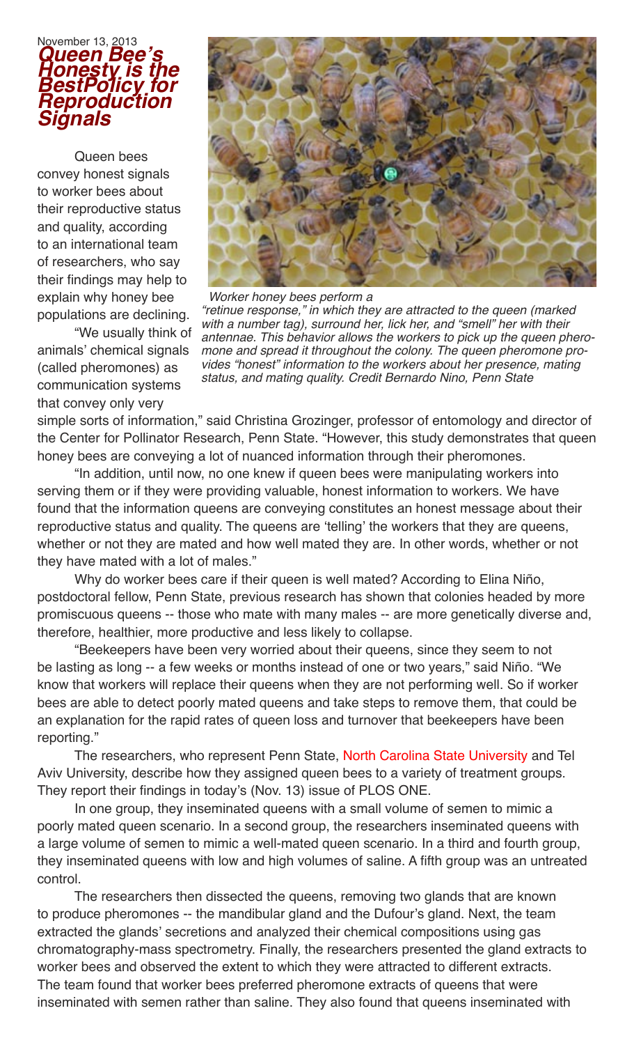November 13, 2013

# Queen Bee's Honesty is the BestPolicy for Reproduction Signals

Queen bees convey honest signals to worker bees about their reproductive status and quality, according to an international team of researchers, who say their findings may help to explain why honey bee populations are declining.

"We usually think of animals' chemical signals (called pheromones) as communication systems that convey only very simple sorts of information," said Christina Grozinger, professor of entomology and director of the Center for Pollinator Research, Penn State. "However, this study demonstrates that queen honey bees are conveying a lot of nuanced information through their pheromones.

*Worker honey bees perform a "retinue response," in which they are attracted to the queen (marked with a number tag), surround her, lick her, and "smell" her with their antennae. This behavior allows the workers to pick up the queen pheromone and spread it throughout the colony. The queen pheromone provides "honest" information to the workers about her presence, mating status, and mating quality. Credit Bernardo Nino, Penn State*

"In addition, until now, no one knew if queen bees were manipulating workers into serving them or if they were providing valuable, honest information to workers. We have found that the information queens are conveying constitutes an honest message about their reproductive status and quality. The queens are 'telling' the workers that they are queens, whether or not they are mated and how well mated they are. In other words, whether or not they have mated with a lot of males."

Why do worker bees care if their queen is well mated? According to Elina Niño, postdoctoral fellow, Penn State, previous research has shown that colonies headed by more promiscuous queens -- those who mate with many males -- are more genetically diverse and, therefore, healthier, more productive and less likely to collapse.

"Beekeepers have been very worried about their queens, since they seem to not be lasting as long -- a few weeks or months instead of one or two years," said Niño. "We know that workers will replace their queens when they are not performing well. So if worker bees are able to detect poorly mated queens and take steps to remove them, that could be an explanation for the rapid rates of queen loss and turnover that beekeepers have been reporting."

The researchers, who represent Penn State, North Carolina State University and Tel Aviv University, describe how they assigned queen bees to a variety of treatment groups. They report their findings in today's (Nov. 13) issue of PLOS ONE.

In one group, they inseminated queens with a small volume of semen to mimic a poorly mated queen scenario. In a second group, the researchers inseminated queens with a large volume of semen to mimic a well-mated queen scenario. In a third and fourth group, they inseminated queens with low and high volumes of saline. A fifth group was an untreated control.

The researchers then dissected the queens, removing two glands that are known to produce pheromones -- the mandibular gland and the Dufour's gland. Next, the team extracted the glands' secretions and analyzed their chemical compositions using gas chromatography-mass spectrometry. Finally, the researchers presented the gland extracts to worker bees and observed the extent to which they were attracted to different extracts. The team found that worker bees preferred pheromone extracts of queens that were inseminated with semen rather than saline. They also found that queens inseminated with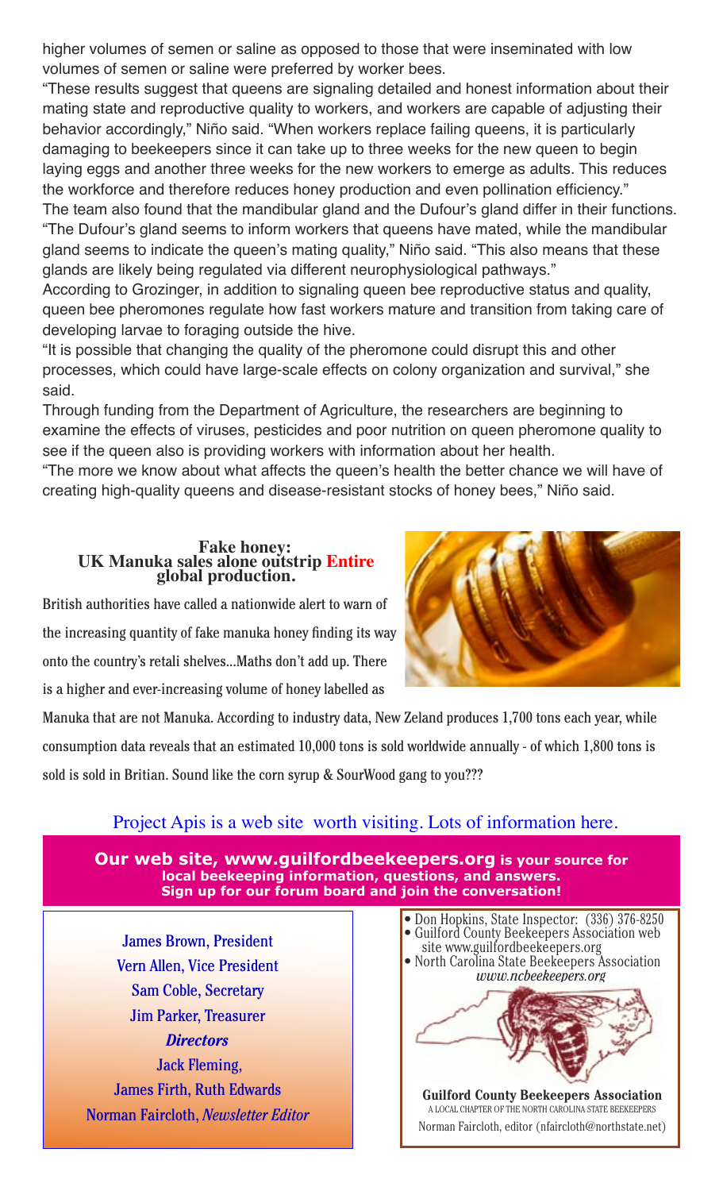higher volumes of semen or saline as opposed to those that were inseminated with low volumes of semen or saline were preferred by worker bees.

"These results suggest that queens are signaling detailed and honest information about their mating state and reproductive quality to workers, and workers are capable of adjusting their behavior accordingly," Niño said. "When workers replace failing queens, it is particularly damaging to beekeepers since it can take up to three weeks for the new queen to begin laying eggs and another three weeks for the new workers to emerge as adults. This reduces the workforce and therefore reduces honey production and even pollination efficiency."

The team also found that the mandibular gland and the Dufour's gland differ in their functions. "The Dufour's gland seems to inform workers that queens have mated, while the mandibular gland seems to indicate the queen's mating quality," Niño said. "This also means that these glands are likely being regulated via different neurophysiological pathways."

According to Grozinger, in addition to signaling queen bee reproductive status and quality, queen bee pheromones regulate how fast workers mature and transition from taking care of developing larvae to foraging outside the hive.

"It is possible that changing the quality of the pheromone could disrupt this and other processes, which could have large-scale effects on colony organization and survival," she said.

Through funding from the Department of Agriculture, the researchers are beginning to examine the effects of viruses, pesticides and poor nutrition on queen pheromone quality to see if the queen also is providing workers with information about her health.

"The more we know about what affects the queen's health the better chance we will have of creating high-quality queens and disease-resistant stocks of honey bees," Niño said.

## Fake honey: UK Manuka sales alone outstrip Entire global production.

British authorities have called a nationwide alert to warn of the increasing quantity of fake manuka honey finding its way onto the country's retali shelves...Maths don't add up. There is a higher and ever-increasing volume of honey labelled as Manuka that are not Manuka. According to industry data, New Zeland produces 1,700 tons each year, while consumption data reveals that an estimated 10,000 tons is sold worldwide annually - of which 1,800 tons is sold is sold in Britian. Sound like the corn syrup & SourWood gang to you???

Project Apis is a web site worth visiting. Lots of information here.

**Our web site, www.guilfordbeekeepers.org is your source for local beekeeping information, questions, and answers. Sign up for our forum board and join the conversation!**

James Brown, President
Vern Allen, Vice President
Sam Coble, Secretary
Jim Parker, Treasurer
*Directors*
Jack Fleming,
James Firth, Ruth Edwards
Norman Faircloth, *Newsletter Editor*

- Don Hopkins, State Inspector: (336) 376-8250
- Guilford County Beekeepers Association web site www.guilfordbeekeepers.org
- North Carolina State Beekeepers Association *www.ncbeekeepers.org*

**Guilford County Beekeepers Association**
A LOCAL CHAPTER OF THE NORTH CAROLINA STATE BEEKEEPERS
Norman Faircloth, editor (nfaircloth@northstate.net)